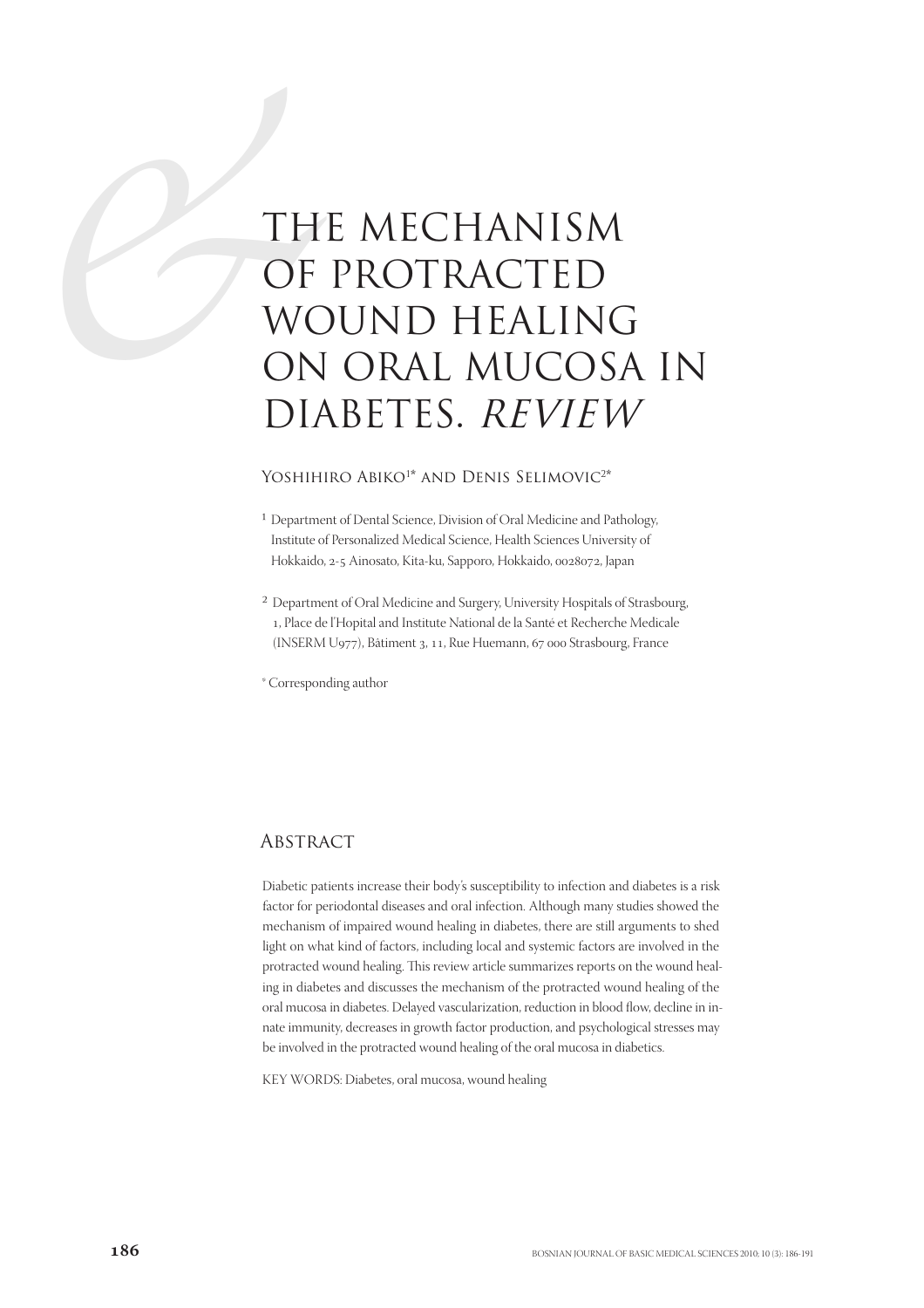# THE MECHANISM OF PROTRACTED WOUND HEALING ON ORAL MUCOSA IN DIABETES. *REVIEW*

Yoshihiro Abiko[1*] and Denis Selimovic[2*]

[1] Department of Dental Science, Division of Oral Medicine and Pathology, Institute of Personalized Medical Science, Health Sciences University of Hokkaido, 2-5 Ainosato, Kita-ku, Sapporo, Hokkaido, 0028072, Japan

[2] Department of Oral Medicine and Surgery, University Hospitals of Strasbourg, 1, Place de l'Hopital and Institute National de la Santé et Recherche Medicale (INSERM U977), Bâtiment 3, 11, Rue Huemann, 67 000 Strasbourg, France

* Corresponding author

## Abstract

Diabetic patients increase their body's susceptibility to infection and diabetes is a risk factor for periodontal diseases and oral infection. Although many studies showed the mechanism of impaired wound healing in diabetes, there are still arguments to shed light on what kind of factors, including local and systemic factors are involved in the protracted wound healing. This review article summarizes reports on the wound healing in diabetes and discusses the mechanism of the protracted wound healing of the oral mucosa in diabetes. Delayed vascularization, reduction in blood flow, decline in innate immunity, decreases in growth factor production, and psychological stresses may be involved in the protracted wound healing of the oral mucosa in diabetics.

KEY WORDS: Diabetes, oral mucosa, wound healing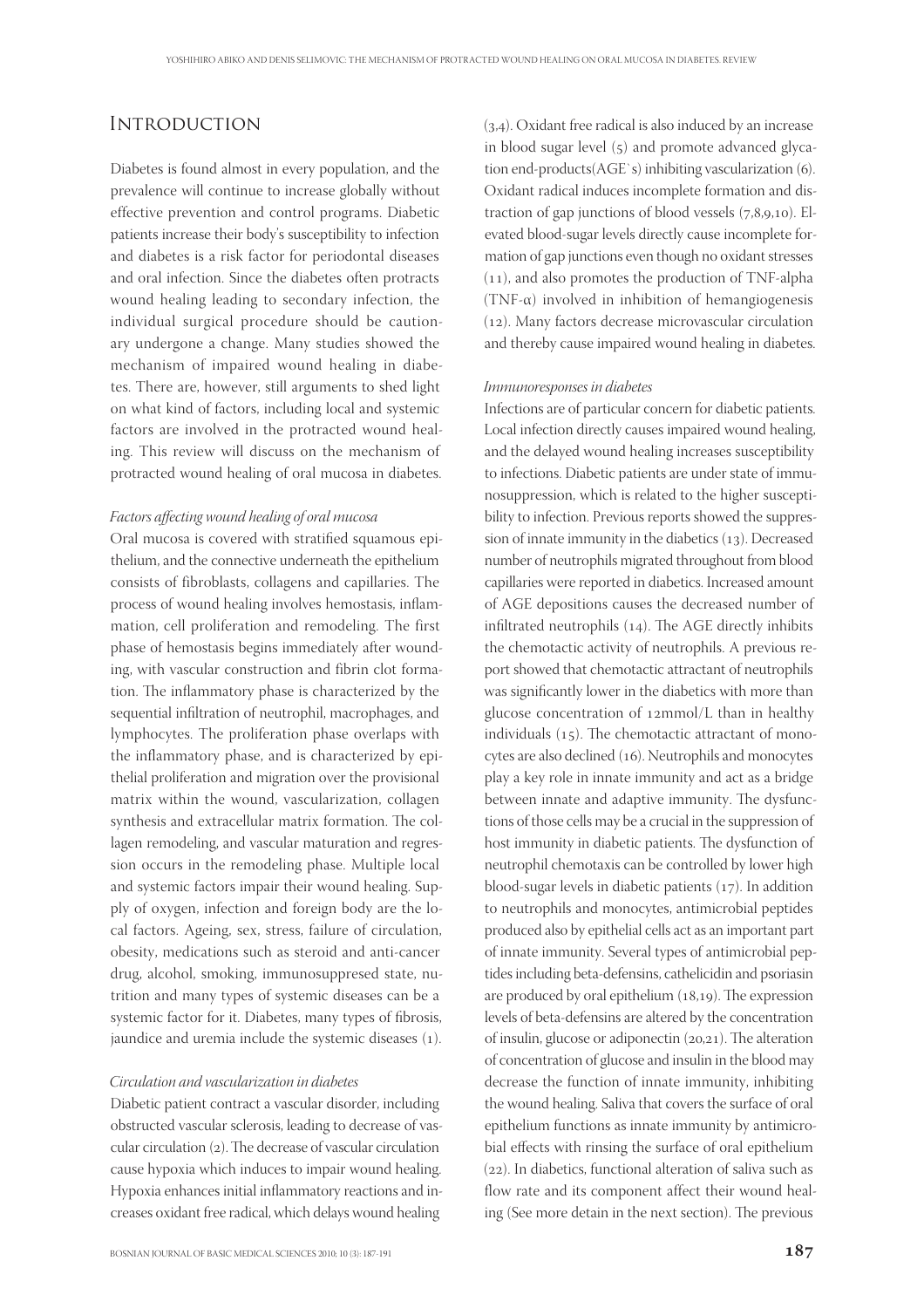# Introduction

Diabetes is found almost in every population, and the prevalence will continue to increase globally without effective prevention and control programs. Diabetic patients increase their body's susceptibility to infection and diabetes is a risk factor for periodontal diseases and oral infection. Since the diabetes often protracts wound healing leading to secondary infection, the individual surgical procedure should be cautionary undergone a change. Many studies showed the mechanism of impaired wound healing in diabetes. There are, however, still arguments to shed light on what kind of factors, including local and systemic factors are involved in the protracted wound healing. This review will discuss on the mechanism of protracted wound healing of oral mucosa in diabetes.

*Factors affecting wound healing of oral mucosa*

Oral mucosa is covered with stratified squamous epithelium, and the connective underneath the epithelium consists of fibroblasts, collagens and capillaries. The process of wound healing involves hemostasis, inflammation, cell proliferation and remodeling. The first phase of hemostasis begins immediately after wounding, with vascular construction and fibrin clot formation. The inflammatory phase is characterized by the sequential infiltration of neutrophil, macrophages, and lymphocytes. The proliferation phase overlaps with the inflammatory phase, and is characterized by epithelial proliferation and migration over the provisional matrix within the wound, vascularization, collagen synthesis and extracellular matrix formation. The collagen remodeling, and vascular maturation and regression occurs in the remodeling phase. Multiple local and systemic factors impair their wound healing. Supply of oxygen, infection and foreign body are the local factors. Ageing, sex, stress, failure of circulation, obesity, medications such as steroid and anti-cancer drug, alcohol, smoking, immunosuppresed state, nutrition and many types of systemic diseases can be a systemic factor for it. Diabetes, many types of fibrosis, jaundice and uremia include the systemic diseases (1).

*Circulation and vascularization in diabetes*

Diabetic patient contract a vascular disorder, including obstructed vascular sclerosis, leading to decrease of vascular circulation (2). The decrease of vascular circulation cause hypoxia which induces to impair wound healing. Hypoxia enhances initial inflammatory reactions and increases oxidant free radical, which delays wound healing (3,4). Oxidant free radical is also induced by an increase in blood sugar level (5) and promote advanced glycation end-products(AGE`s) inhibiting vascularization (6). Oxidant radical induces incomplete formation and distraction of gap junctions of blood vessels (7,8,9,10). Elevated blood-sugar levels directly cause incomplete formation of gap junctions even though no oxidant stresses (11), and also promotes the production of TNF-alpha (TNF-α) involved in inhibition of hemangiogenesis (12). Many factors decrease microvascular circulation and thereby cause impaired wound healing in diabetes.

*Immunoresponses in diabetes*

Infections are of particular concern for diabetic patients. Local infection directly causes impaired wound healing, and the delayed wound healing increases susceptibility to infections. Diabetic patients are under state of immunosuppression, which is related to the higher susceptibility to infection. Previous reports showed the suppression of innate immunity in the diabetics (13). Decreased number of neutrophils migrated throughout from blood capillaries were reported in diabetics. Increased amount of AGE depositions causes the decreased number of infiltrated neutrophils (14). The AGE directly inhibits the chemotactic activity of neutrophils. A previous report showed that chemotactic attractant of neutrophils was significantly lower in the diabetics with more than glucose concentration of 12mmol/L than in healthy individuals (15). The chemotactic attractant of monocytes are also declined (16). Neutrophils and monocytes play a key role in innate immunity and act as a bridge between innate and adaptive immunity. The dysfunctions of those cells may be a crucial in the suppression of host immunity in diabetic patients. The dysfunction of neutrophil chemotaxis can be controlled by lower high blood-sugar levels in diabetic patients (17). In addition to neutrophils and monocytes, antimicrobial peptides produced also by epithelial cells act as an important part of innate immunity. Several types of antimicrobial peptides including beta-defensins, cathelicidin and psoriasin are produced by oral epithelium (18,19). The expression levels of beta-defensins are altered by the concentration of insulin, glucose or adiponectin (20,21). The alteration of concentration of glucose and insulin in the blood may decrease the function of innate immunity, inhibiting the wound healing. Saliva that covers the surface of oral epithelium functions as innate immunity by antimicrobial effects with rinsing the surface of oral epithelium (22). In diabetics, functional alteration of saliva such as flow rate and its component affect their wound healing (See more detain in the next section). The previous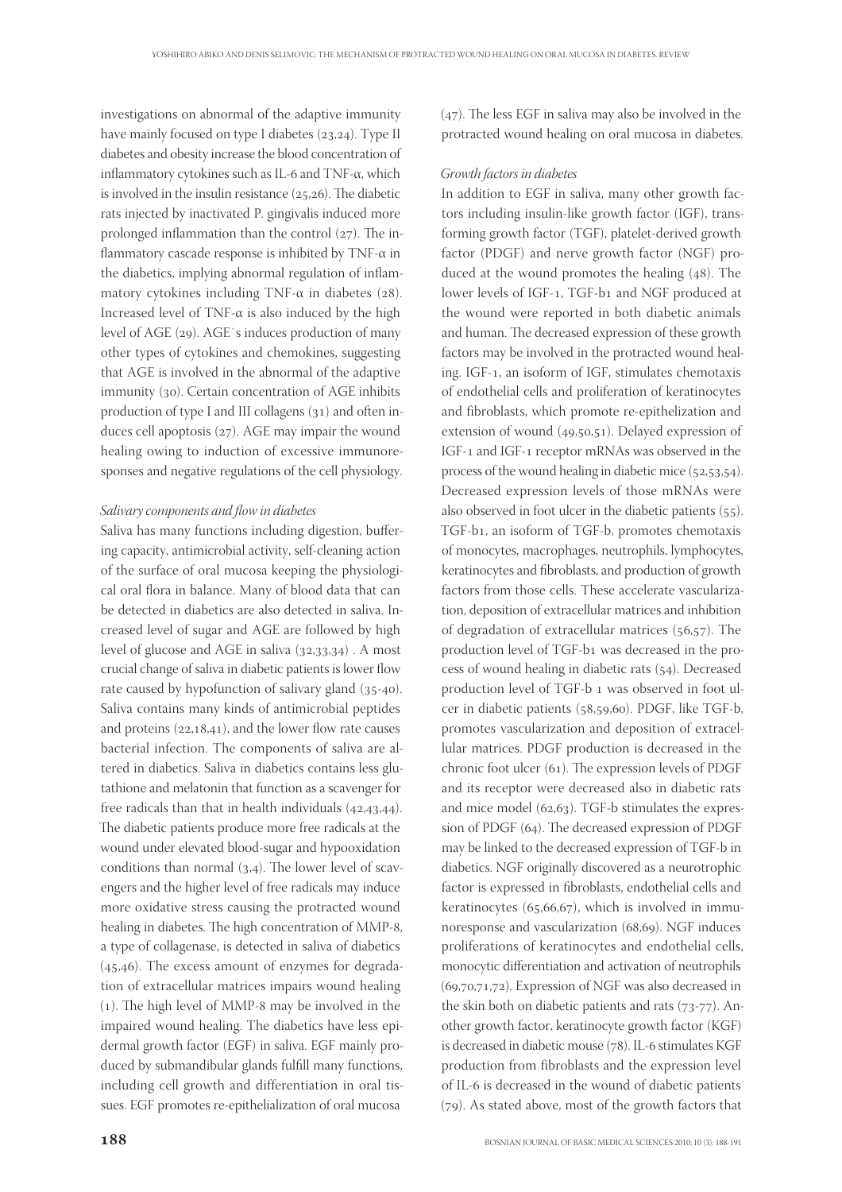investigations on abnormal of the adaptive immunity have mainly focused on type I diabetes (23,24). Type II diabetes and obesity increase the blood concentration of inflammatory cytokines such as IL-6 and TNF-α, which is involved in the insulin resistance (25,26). The diabetic rats injected by inactivated P. gingivalis induced more prolonged inflammation than the control (27). The inflammatory cascade response is inhibited by TNF-α in the diabetics, implying abnormal regulation of inflammatory cytokines including TNF-α in diabetes (28). Increased level of TNF-α is also induced by the high level of AGE (29). AGE`s induces production of many other types of cytokines and chemokines, suggesting that AGE is involved in the abnormal of the adaptive immunity (30). Certain concentration of AGE inhibits production of type I and III collagens (31) and often induces cell apoptosis (27). AGE may impair the wound healing owing to induction of excessive immunoresponses and negative regulations of the cell physiology.

*Salivary components and flow in diabetes*

Saliva has many functions including digestion, buffering capacity, antimicrobial activity, self-cleaning action of the surface of oral mucosa keeping the physiological oral flora in balance. Many of blood data that can be detected in diabetics are also detected in saliva. Increased level of sugar and AGE are followed by high level of glucose and AGE in saliva (32,33,34) . A most crucial change of saliva in diabetic patients is lower flow rate caused by hypofunction of salivary gland (35-40). Saliva contains many kinds of antimicrobial peptides and proteins (22,18,41), and the lower flow rate causes bacterial infection. The components of saliva are altered in diabetics. Saliva in diabetics contains less glutathione and melatonin that function as a scavenger for free radicals than that in health individuals (42,43,44). The diabetic patients produce more free radicals at the wound under elevated blood-sugar and hypooxidation conditions than normal (3,4). The lower level of scavengers and the higher level of free radicals may induce more oxidative stress causing the protracted wound healing in diabetes. The high concentration of MMP-8, a type of collagenase, is detected in saliva of diabetics (45,46). The excess amount of enzymes for degradation of extracellular matrices impairs wound healing (1). The high level of MMP-8 may be involved in the impaired wound healing. The diabetics have less epidermal growth factor (EGF) in saliva. EGF mainly produced by submandibular glands fulfill many functions, including cell growth and differentiation in oral tissues. EGF promotes re-epithelialization of oral mucosa (47). The less EGF in saliva may also be involved in the protracted wound healing on oral mucosa in diabetes.

*Growth factors in diabetes*

In addition to EGF in saliva, many other growth factors including insulin-like growth factor (IGF), transforming growth factor (TGF), platelet-derived growth factor (PDGF) and nerve growth factor (NGF) produced at the wound promotes the healing (48). The lower levels of IGF-1, TGF-b1 and NGF produced at the wound were reported in both diabetic animals and human. The decreased expression of these growth factors may be involved in the protracted wound healing. IGF-1, an isoform of IGF, stimulates chemotaxis of endothelial cells and proliferation of keratinocytes and fibroblasts, which promote re-epithelization and extension of wound (49,50,51). Delayed expression of IGF-1 and IGF-1 receptor mRNAs was observed in the process of the wound healing in diabetic mice (52,53,54). Decreased expression levels of those mRNAs were also observed in foot ulcer in the diabetic patients (55). TGF-b1, an isoform of TGF-b, promotes chemotaxis of monocytes, macrophages, neutrophils, lymphocytes, keratinocytes and fibroblasts, and production of growth factors from those cells. These accelerate vascularization, deposition of extracellular matrices and inhibition of degradation of extracellular matrices (56,57). The production level of TGF-b1 was decreased in the process of wound healing in diabetic rats (54). Decreased production level of TGF-b 1 was observed in foot ulcer in diabetic patients (58,59,60). PDGF, like TGF-b, promotes vascularization and deposition of extracellular matrices. PDGF production is decreased in the chronic foot ulcer (61). The expression levels of PDGF and its receptor were decreased also in diabetic rats and mice model (62,63). TGF-b stimulates the expression of PDGF (64). The decreased expression of PDGF may be linked to the decreased expression of TGF-b in diabetics. NGF originally discovered as a neurotrophic factor is expressed in fibroblasts, endothelial cells and keratinocytes (65,66,67), which is involved in immunoresponse and vascularization (68,69). NGF induces proliferations of keratinocytes and endothelial cells, monocytic differentiation and activation of neutrophils (69,70,71,72). Expression of NGF was also decreased in the skin both on diabetic patients and rats (73-77). Another growth factor, keratinocyte growth factor (KGF) is decreased in diabetic mouse (78). IL-6 stimulates KGF production from fibroblasts and the expression level of IL-6 is decreased in the wound of diabetic patients (79). As stated above, most of the growth factors that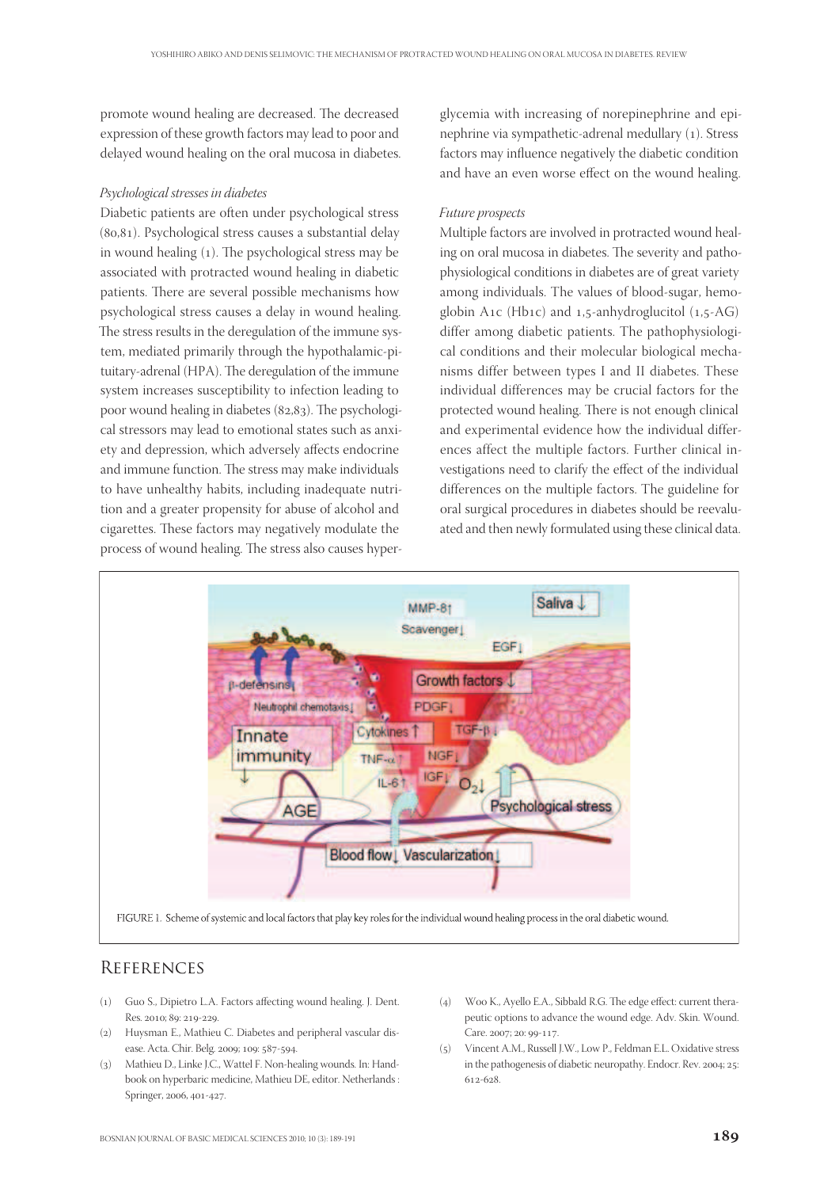promote wound healing are decreased. The decreased expression of these growth factors may lead to poor and delayed wound healing on the oral mucosa in diabetes.

*Psychological stresses in diabetes*

Diabetic patients are often under psychological stress (80,81). Psychological stress causes a substantial delay in wound healing (1). The psychological stress may be associated with protracted wound healing in diabetic patients. There are several possible mechanisms how psychological stress causes a delay in wound healing. The stress results in the deregulation of the immune system, mediated primarily through the hypothalamic-pituitary-adrenal (HPA). The deregulation of the immune system increases susceptibility to infection leading to poor wound healing in diabetes (82,83). The psychological stressors may lead to emotional states such as anxiety and depression, which adversely affects endocrine and immune function. The stress may make individuals to have unhealthy habits, including inadequate nutrition and a greater propensity for abuse of alcohol and cigarettes. These factors may negatively modulate the process of wound healing. The stress also causes hyperglycemia with increasing of norepinephrine and epinephrine via sympathetic-adrenal medullary (1). Stress factors may influence negatively the diabetic condition and have an even worse effect on the wound healing.

*Future prospects*

Multiple factors are involved in protracted wound healing on oral mucosa in diabetes. The severity and pathophysiological conditions in diabetes are of great variety among individuals. The values of blood-sugar, hemoglobin A1c (Hb1c) and 1,5-anhydroglucitol (1,5-AG) differ among diabetic patients. The pathophysiological conditions and their molecular biological mechanisms differ between types I and II diabetes. These individual differences may be crucial factors for the protected wound healing. There is not enough clinical and experimental evidence how the individual differences affect the multiple factors. Further clinical investigations need to clarify the effect of the individual differences on the multiple factors. The guideline for oral surgical procedures in diabetes should be reevaluated and then newly formulated using these clinical data.

FIGURE 1. Scheme of systemic and local factors that play key roles for the individual wound healing process in the oral diabetic wound.

## References

(1) Guo S., Dipietro L.A. Factors affecting wound healing. J. Dent. Res. 2010; 89: 219-229.

(2) Huysman E., Mathieu C. Diabetes and peripheral vascular disease. Acta. Chir. Belg. 2009; 109: 587-594.

(3) Mathieu D., Linke J.C., Wattel F. Non-healing wounds. In: Handbook on hyperbaric medicine, Mathieu DE, editor. Netherlands : Springer, 2006, 401-427.

(4) Woo K., Ayello E.A., Sibbald R.G. The edge effect: current therapeutic options to advance the wound edge. Adv. Skin. Wound. Care. 2007; 20: 99-117.

(5) Vincent A.M., Russell J.W., Low P., Feldman E.L. Oxidative stress in the pathogenesis of diabetic neuropathy. Endocr. Rev. 2004; 25: 612-628.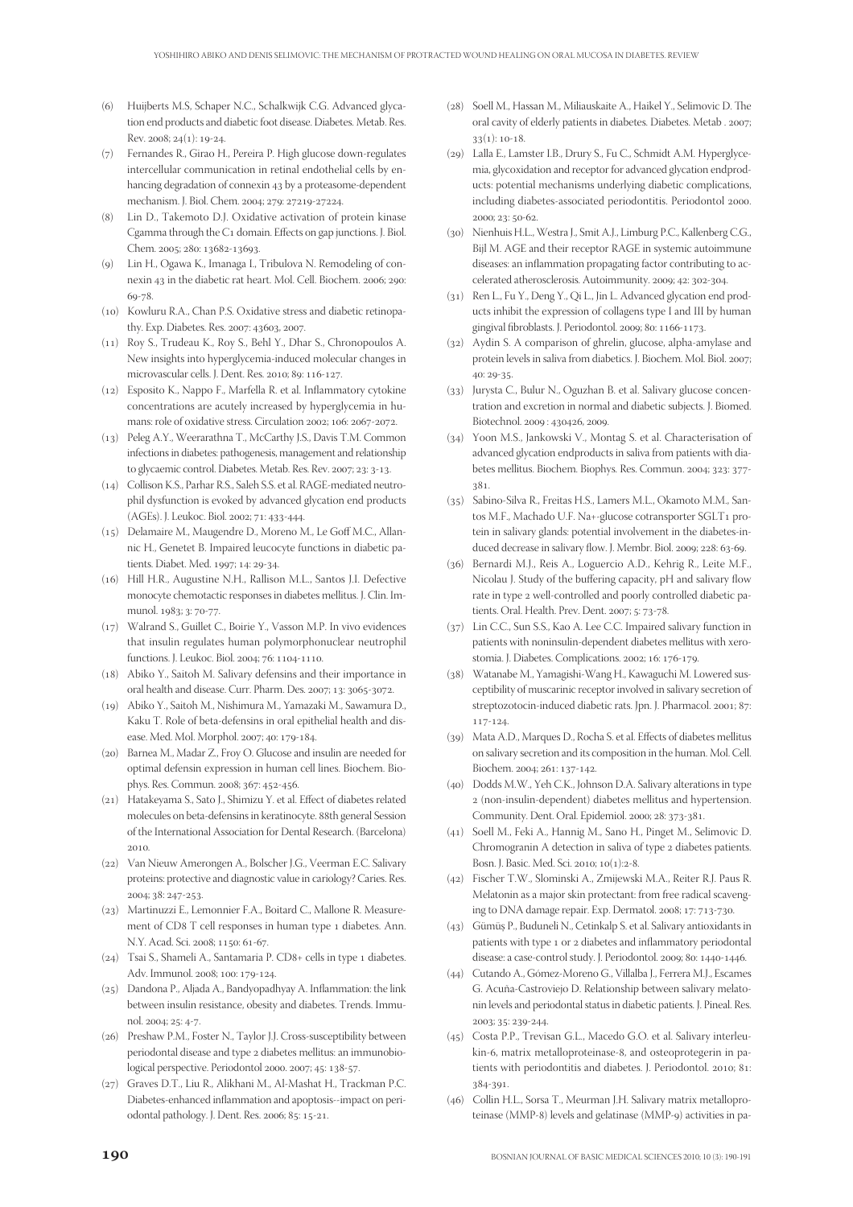(6) Huijberts M.S, Schaper N.C., Schalkwijk C.G. Advanced glycation end products and diabetic foot disease. Diabetes. Metab. Res. Rev. 2008; 24(1): 19-24.

(7) Fernandes R., Girao H., Pereira P. High glucose down-regulates intercellular communication in retinal endothelial cells by enhancing degradation of connexin 43 by a proteasome-dependent mechanism. J. Biol. Chem. 2004; 279: 27219-27224.

(8) Lin D., Takemoto D.J. Oxidative activation of protein kinase Cgamma through the C1 domain. Effects on gap junctions. J. Biol. Chem. 2005; 280: 13682-13693.

(9) Lin H., Ogawa K., Imanaga I., Tribulova N. Remodeling of connexin 43 in the diabetic rat heart. Mol. Cell. Biochem. 2006; 290: 69-78.

(10) Kowluru R.A., Chan P.S. Oxidative stress and diabetic retinopathy. Exp. Diabetes. Res. 2007: 43603, 2007.

(11) Roy S., Trudeau K., Roy S., Behl Y., Dhar S., Chronopoulos A. New insights into hyperglycemia-induced molecular changes in microvascular cells. J. Dent. Res. 2010; 89: 116-127.

(12) Esposito K., Nappo F., Marfella R. et al. Inflammatory cytokine concentrations are acutely increased by hyperglycemia in humans: role of oxidative stress. Circulation 2002; 106: 2067-2072.

(13) Peleg A.Y., Weerarathna T., McCarthy J.S., Davis T.M. Common infections in diabetes: pathogenesis, management and relationship to glycaemic control. Diabetes. Metab. Res. Rev. 2007; 23: 3-13.

(14) Collison K.S., Parhar R.S., Saleh S.S. et al. RAGE-mediated neutrophil dysfunction is evoked by advanced glycation end products (AGEs). J. Leukoc. Biol. 2002; 71: 433-444.

(15) Delamaire M., Maugendre D., Moreno M., Le Goff M.C., Allannic H., Genetet B. Impaired leucocyte functions in diabetic patients. Diabet. Med. 1997; 14: 29-34.

(16) Hill H.R., Augustine N.H., Rallison M.L., Santos J.I. Defective monocyte chemotactic responses in diabetes mellitus. J. Clin. Immunol. 1983; 3: 70-77.

(17) Walrand S., Guillet C., Boirie Y., Vasson M.P. In vivo evidences that insulin regulates human polymorphonuclear neutrophil functions. J. Leukoc. Biol. 2004; 76: 1104-1110.

(18) Abiko Y., Saitoh M. Salivary defensins and their importance in oral health and disease. Curr. Pharm. Des. 2007; 13: 3065-3072.

(19) Abiko Y., Saitoh M., Nishimura M., Yamazaki M., Sawamura D., Kaku T. Role of beta-defensins in oral epithelial health and disease. Med. Mol. Morphol. 2007; 40: 179-184.

(20) Barnea M., Madar Z., Froy O. Glucose and insulin are needed for optimal defensin expression in human cell lines. Biochem. Biophys. Res. Commun. 2008; 367: 452-456.

(21) Hatakeyama S., Sato J., Shimizu Y. et al. Effect of diabetes related molecules on beta-defensins in keratinocyte. 88th general Session of the International Association for Dental Research. (Barcelona) 2010.

(22) Van Nieuw Amerongen A., Bolscher J.G., Veerman E.C. Salivary proteins: protective and diagnostic value in cariology? Caries. Res. 2004; 38: 247-253.

(23) Martinuzzi E., Lemonnier F.A., Boitard C., Mallone R. Measurement of CD8 T cell responses in human type 1 diabetes. Ann. N.Y. Acad. Sci. 2008; 1150: 61-67.

(24) Tsai S., Shameli A., Santamaria P. CD8+ cells in type 1 diabetes. Adv. Immunol. 2008; 100: 179-124.

(25) Dandona P., Aljada A., Bandyopadhyay A. Inflammation: the link between insulin resistance, obesity and diabetes. Trends. Immunol. 2004; 25: 4-7.

(26) Preshaw P.M., Foster N., Taylor J.J. Cross-susceptibility between periodontal disease and type 2 diabetes mellitus: an immunobiological perspective. Periodontol 2000. 2007; 45: 138-57.

(27) Graves D.T., Liu R., Alikhani M., Al-Mashat H., Trackman P.C. Diabetes-enhanced inflammation and apoptosis--impact on periodontal pathology. J. Dent. Res. 2006; 85: 15-21.

(28) Soell M., Hassan M., Miliauskaite A., Haikel Y., Selimovic D. The oral cavity of elderly patients in diabetes. Diabetes. Metab . 2007; 33(1): 10-18.

(29) Lalla E., Lamster I.B., Drury S., Fu C., Schmidt A.M. Hyperglycemia, glycoxidation and receptor for advanced glycation endproducts: potential mechanisms underlying diabetic complications, including diabetes-associated periodontitis. Periodontol 2000. 2000; 23: 50-62.

(30) Nienhuis H.L., Westra J., Smit A.J., Limburg P.C., Kallenberg C.G., Bijl M. AGE and their receptor RAGE in systemic autoimmune diseases: an inflammation propagating factor contributing to accelerated atherosclerosis. Autoimmunity. 2009; 42: 302-304.

(31) Ren L., Fu Y., Deng Y., Qi L., Jin L. Advanced glycation end products inhibit the expression of collagens type I and III by human gingival fibroblasts. J. Periodontol. 2009; 80: 1166-1173.

(32) Aydin S. A comparison of ghrelin, glucose, alpha-amylase and protein levels in saliva from diabetics. J. Biochem. Mol. Biol. 2007; 40: 29-35.

(33) Jurysta C., Bulur N., Oguzhan B. et al. Salivary glucose concentration and excretion in normal and diabetic subjects. J. Biomed. Biotechnol. 2009 : 430426, 2009.

(34) Yoon M.S., Jankowski V., Montag S. et al. Characterisation of advanced glycation endproducts in saliva from patients with diabetes mellitus. Biochem. Biophys. Res. Commun. 2004; 323: 377-381.

(35) Sabino-Silva R., Freitas H.S., Lamers M.L., Okamoto M.M., Santos M.F., Machado U.F. Na+-glucose cotransporter SGLT1 protein in salivary glands: potential involvement in the diabetes-induced decrease in salivary flow. J. Membr. Biol. 2009; 228: 63-69.

(36) Bernardi M.J., Reis A., Loguercio A.D., Kehrig R., Leite M.F., Nicolau J. Study of the buffering capacity, pH and salivary flow rate in type 2 well-controlled and poorly controlled diabetic patients. Oral. Health. Prev. Dent. 2007; 5: 73-78.

(37) Lin C.C., Sun S.S., Kao A. Lee C.C. Impaired salivary function in patients with noninsulin-dependent diabetes mellitus with xerostomia. J. Diabetes. Complications. 2002; 16: 176-179.

(38) Watanabe M., Yamagishi-Wang H., Kawaguchi M. Lowered susceptibility of muscarinic receptor involved in salivary secretion of streptozotocin-induced diabetic rats. Jpn. J. Pharmacol. 2001; 87: 117-124.

(39) Mata A.D., Marques D., Rocha S. et al. Effects of diabetes mellitus on salivary secretion and its composition in the human. Mol. Cell. Biochem. 2004; 261: 137-142.

(40) Dodds M.W., Yeh C.K., Johnson D.A. Salivary alterations in type 2 (non-insulin-dependent) diabetes mellitus and hypertension. Community. Dent. Oral. Epidemiol. 2000; 28: 373-381.

(41) Soell M., Feki A., Hannig M., Sano H., Pinget M., Selimovic D. Chromogranin A detection in saliva of type 2 diabetes patients. Bosn. J. Basic. Med. Sci. 2010; 10(1):2-8.

(42) Fischer T.W., Slominski A., Zmijewski M.A., Reiter R.J. Paus R. Melatonin as a major skin protectant: from free radical scavenging to DNA damage repair. Exp. Dermatol. 2008; 17: 713-730.

(43) Gümüş P., Buduneli N., Cetinkalp S. et al. Salivary antioxidants in patients with type 1 or 2 diabetes and inflammatory periodontal disease: a case-control study. J. Periodontol. 2009; 80: 1440-1446.

(44) Cutando A., Gómez-Moreno G., Villalba J., Ferrera M.J., Escames G. Acuña-Castroviejo D. Relationship between salivary melatonin levels and periodontal status in diabetic patients. J. Pineal. Res. 2003; 35: 239-244.

(45) Costa P.P., Trevisan G.L., Macedo G.O. et al. Salivary interleukin-6, matrix metalloproteinase-8, and osteoprotegerin in patients with periodontitis and diabetes. J. Periodontol. 2010; 81: 384-391.

(46) Collin H.L., Sorsa T., Meurman J.H. Salivary matrix metalloproteinase (MMP-8) levels and gelatinase (MMP-9) activities in pa-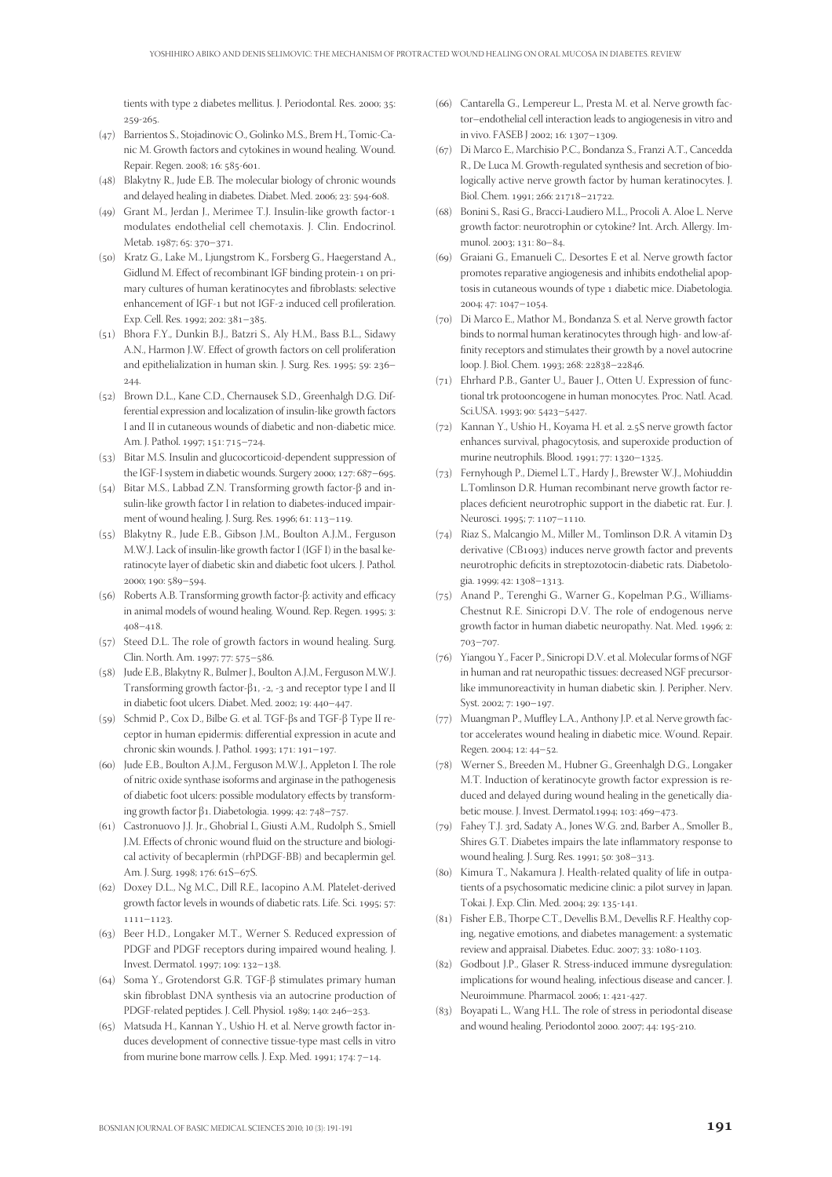tients with type 2 diabetes mellitus. J. Periodontal. Res. 2000; 35: 259-265.

(47) Barrientos S., Stojadinovic O., Golinko M.S., Brem H., Tomic-Canic M. Growth factors and cytokines in wound healing. Wound. Repair. Regen. 2008; 16: 585-601.

(48) Blakytny R., Jude E.B. The molecular biology of chronic wounds and delayed healing in diabetes. Diabet. Med. 2006; 23: 594-608.

(49) Grant M., Jerdan J., Merimee T.J. Insulin-like growth factor-1 modulates endothelial cell chemotaxis. J. Clin. Endocrinol. Metab. 1987; 65: 370–371.

(50) Kratz G., Lake M., Ljungstrom K., Forsberg G., Haegerstand A., Gidlund M. Effect of recombinant IGF binding protein-1 on primary cultures of human keratinocytes and fibroblasts: selective enhancement of IGF-1 but not IGF-2 induced cell profileration. Exp. Cell. Res. 1992; 202: 381–385.

(51) Bhora F.Y., Dunkin B.J., Batzri S., Aly H.M., Bass B.L., Sidawy A.N., Harmon J.W. Effect of growth factors on cell proliferation and epithelialization in human skin. J. Surg. Res. 1995; 59: 236–244.

(52) Brown D.L., Kane C.D., Chernausek S.D., Greenhalgh D.G. Differential expression and localization of insulin-like growth factors I and II in cutaneous wounds of diabetic and non-diabetic mice. Am. J. Pathol. 1997; 151: 715–724.

(53) Bitar M.S. Insulin and glucocorticoid-dependent suppression of the IGF-I system in diabetic wounds. Surgery 2000; 127: 687–695.

(54) Bitar M.S., Labbad Z.N. Transforming growth factor-β and insulin-like growth factor I in relation to diabetes-induced impairment of wound healing. J. Surg. Res. 1996; 61: 113–119.

(55) Blakytny R., Jude E.B., Gibson J.M., Boulton A.J.M., Ferguson M.W.J. Lack of insulin-like growth factor I (IGF I) in the basal keratinocyte layer of diabetic skin and diabetic foot ulcers. J. Pathol. 2000; 190: 589–594.

(56) Roberts A.B. Transforming growth factor-β: activity and efficacy in animal models of wound healing. Wound. Rep. Regen. 1995; 3: 408–418.

(57) Steed D.L. The role of growth factors in wound healing. Surg. Clin. North. Am. 1997; 77: 575–586.

(58) Jude E.B., Blakytny R., Bulmer J., Boulton A.J.M., Ferguson M.W.J. Transforming growth factor-β1, -2, -3 and receptor type I and II in diabetic foot ulcers. Diabet. Med. 2002; 19: 440–447.

(59) Schmid P., Cox D., Bilbe G. et al. TGF-βs and TGF-β Type II receptor in human epidermis: differential expression in acute and chronic skin wounds. J. Pathol. 1993; 171: 191–197.

(60) Jude E.B., Boulton A.J.M., Ferguson M.W.J., Appleton I. The role of nitric oxide synthase isoforms and arginase in the pathogenesis of diabetic foot ulcers: possible modulatory effects by transforming growth factor β1. Diabetologia. 1999; 42: 748–757.

(61) Castronuovo J.J. Jr., Ghobrial I., Giusti A.M., Rudolph S., Smiell J.M. Effects of chronic wound fluid on the structure and biological activity of becaplermin (rhPDGF-BB) and becaplermin gel. Am. J. Surg. 1998; 176: 61S–67S.

(62) Doxey D.L., Ng M.C., Dill R.E., Iacopino A.M. Platelet-derived growth factor levels in wounds of diabetic rats. Life. Sci. 1995; 57: 1111–1123.

(63) Beer H.D., Longaker M.T., Werner S. Reduced expression of PDGF and PDGF receptors during impaired wound healing. J. Invest. Dermatol. 1997; 109: 132–138.

(64) Soma Y., Grotendorst G.R. TGF-β stimulates primary human skin fibroblast DNA synthesis via an autocrine production of PDGF-related peptides. J. Cell. Physiol. 1989; 140: 246–253.

(65) Matsuda H., Kannan Y., Ushio H. et al. Nerve growth factor induces development of connective tissue-type mast cells in vitro from murine bone marrow cells. J. Exp. Med. 1991; 174: 7–14.

(66) Cantarella G., Lempereur L., Presta M. et al. Nerve growth factor–endothelial cell interaction leads to angiogenesis in vitro and in vivo. FASEB J 2002; 16: 1307–1309.

(67) Di Marco E., Marchisio P.C., Bondanza S., Franzi A.T., Cancedda R., De Luca M. Growth-regulated synthesis and secretion of biologically active nerve growth factor by human keratinocytes. J. Biol. Chem. 1991; 266: 21718–21722.

(68) Bonini S., Rasi G., Bracci-Laudiero M.L., Procoli A. Aloe L. Nerve growth factor: neurotrophin or cytokine? Int. Arch. Allergy. Immunol. 2003; 131: 80–84.

(69) Graiani G., Emanueli C,. Desortes E et al. Nerve growth factor promotes reparative angiogenesis and inhibits endothelial apoptosis in cutaneous wounds of type 1 diabetic mice. Diabetologia. 2004; 47: 1047–1054.

(70) Di Marco E., Mathor M., Bondanza S. et al. Nerve growth factor binds to normal human keratinocytes through high- and low-affinity receptors and stimulates their growth by a novel autocrine loop. J. Biol. Chem. 1993; 268: 22838–22846.

(71) Ehrhard P.B., Ganter U., Bauer J., Otten U. Expression of functional trk protooncogene in human monocytes. Proc. Natl. Acad. Sci.USA. 1993; 90: 5423–5427.

(72) Kannan Y., Ushio H., Koyama H. et al. 2.5S nerve growth factor enhances survival, phagocytosis, and superoxide production of murine neutrophils. Blood. 1991; 77: 1320–1325.

(73) Fernyhough P., Diemel L.T., Hardy J., Brewster W.J., Mohiuddin L.Tomlinson D.R. Human recombinant nerve growth factor replaces deficient neurotrophic support in the diabetic rat. Eur. J. Neurosci. 1995; 7: 1107–1110.

(74) Riaz S., Malcangio M., Miller M., Tomlinson D.R. A vitamin D3 derivative (CB1093) induces nerve growth factor and prevents neurotrophic deficits in streptozotocin-diabetic rats. Diabetologia. 1999; 42: 1308–1313.

(75) Anand P., Terenghi G., Warner G., Kopelman P.G., Williams-Chestnut R.E. Sinicropi D.V. The role of endogenous nerve growth factor in human diabetic neuropathy. Nat. Med. 1996; 2: 703–707.

(76) Yiangou Y., Facer P., Sinicropi D.V. et al. Molecular forms of NGF in human and rat neuropathic tissues: decreased NGF precursor-like immunoreactivity in human diabetic skin. J. Peripher. Nerv. Syst. 2002; 7: 190–197.

(77) Muangman P., Muffley L.A., Anthony J.P. et al. Nerve growth factor accelerates wound healing in diabetic mice. Wound. Repair. Regen. 2004; 12: 44–52.

(78) Werner S., Breeden M., Hubner G., Greenhalgh D.G., Longaker M.T. Induction of keratinocyte growth factor expression is reduced and delayed during wound healing in the genetically diabetic mouse. J. Invest. Dermatol.1994; 103: 469–473.

(79) Fahey T.J. 3rd, Sadaty A., Jones W.G. 2nd, Barber A., Smoller B., Shires G.T. Diabetes impairs the late inflammatory response to wound healing. J. Surg. Res. 1991; 50: 308–313.

(80) Kimura T., Nakamura J. Health-related quality of life in outpatients of a psychosomatic medicine clinic: a pilot survey in Japan. Tokai. J. Exp. Clin. Med. 2004; 29: 135-141.

(81) Fisher E.B., Thorpe C.T., Devellis B.M., Devellis R.F. Healthy coping, negative emotions, and diabetes management: a systematic review and appraisal. Diabetes. Educ. 2007; 33: 1080-1103.

(82) Godbout J.P., Glaser R. Stress-induced immune dysregulation: implications for wound healing, infectious disease and cancer. J. Neuroimmune. Pharmacol. 2006; 1: 421-427.

(83) Boyapati L., Wang H.L. The role of stress in periodontal disease and wound healing. Periodontol 2000. 2007; 44: 195-210.